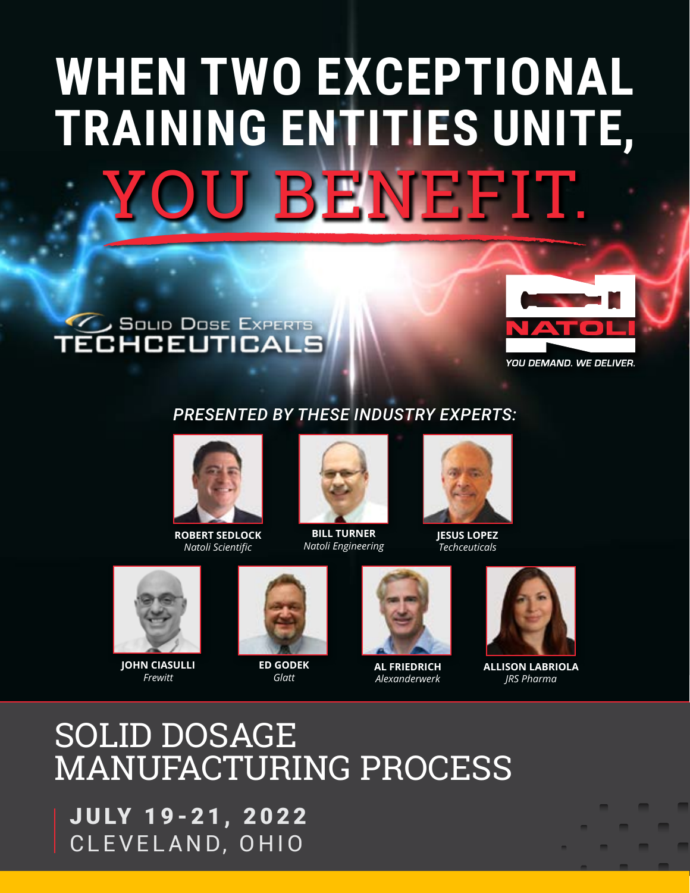# WHEN TWO EXCEPTIONAL TRAINING ENTITIES UNITE, YOU BENEFIT.

SOLID DOSE EXPERTS
TECHCEUTICALS

NATOLI
YOU DEMAND. WE DELIVER.

*PRESENTED BY THESE INDUSTRY EXPERTS:*

**ROBERT SEDLOCK**
*Natoli Scientific*

**BILL TURNER**
*Natoli Engineering*

**JESUS LOPEZ**
*Techceuticals*

**JOHN CIASULLI**
*Frewitt*

**ED GODEK**
*Glatt*

**AL FRIEDRICH**
*Alexanderwerk*

**ALLISON LABRIOLA**
*JRS Pharma*

## SOLID DOSAGE MANUFACTURING PROCESS

**JULY 19-21, 2022**
CLEVELAND, OHIO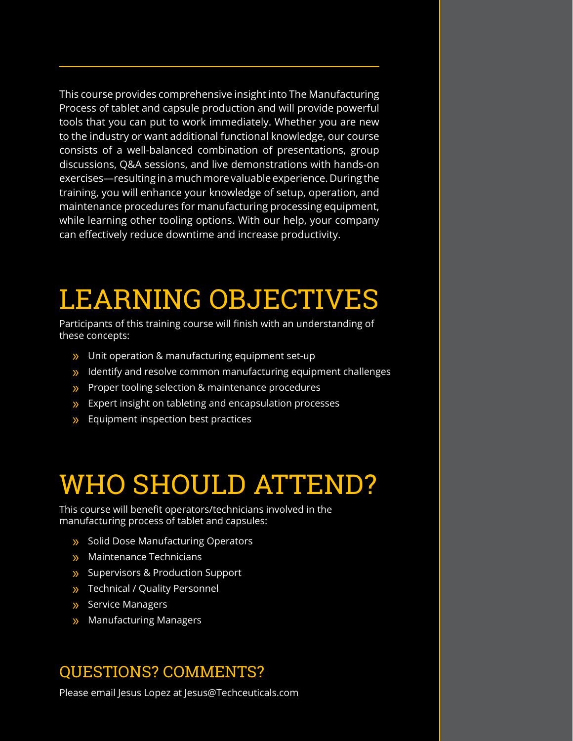This course provides comprehensive insight into The Manufacturing Process of tablet and capsule production and will provide powerful tools that you can put to work immediately. Whether you are new to the industry or want additional functional knowledge, our course consists of a well-balanced combination of presentations, group discussions, Q&A sessions, and live demonstrations with hands-on exercises—resulting in a much more valuable experience. During the training, you will enhance your knowledge of setup, operation, and maintenance procedures for manufacturing processing equipment, while learning other tooling options. With our help, your company can effectively reduce downtime and increase productivity.

# LEARNING OBJECTIVES

Participants of this training course will finish with an understanding of these concepts:

- Unit operation & manufacturing equipment set-up
- Identify and resolve common manufacturing equipment challenges
- Proper tooling selection & maintenance procedures
- Expert insight on tableting and encapsulation processes
- Equipment inspection best practices

# WHO SHOULD ATTEND?

This course will benefit operators/technicians involved in the manufacturing process of tablet and capsules:

- Solid Dose Manufacturing Operators
- Maintenance Technicians
- Supervisors & Production Support
- Technical / Quality Personnel
- Service Managers
- Manufacturing Managers

## QUESTIONS? COMMENTS?

Please email Jesus Lopez at Jesus@Techceuticals.com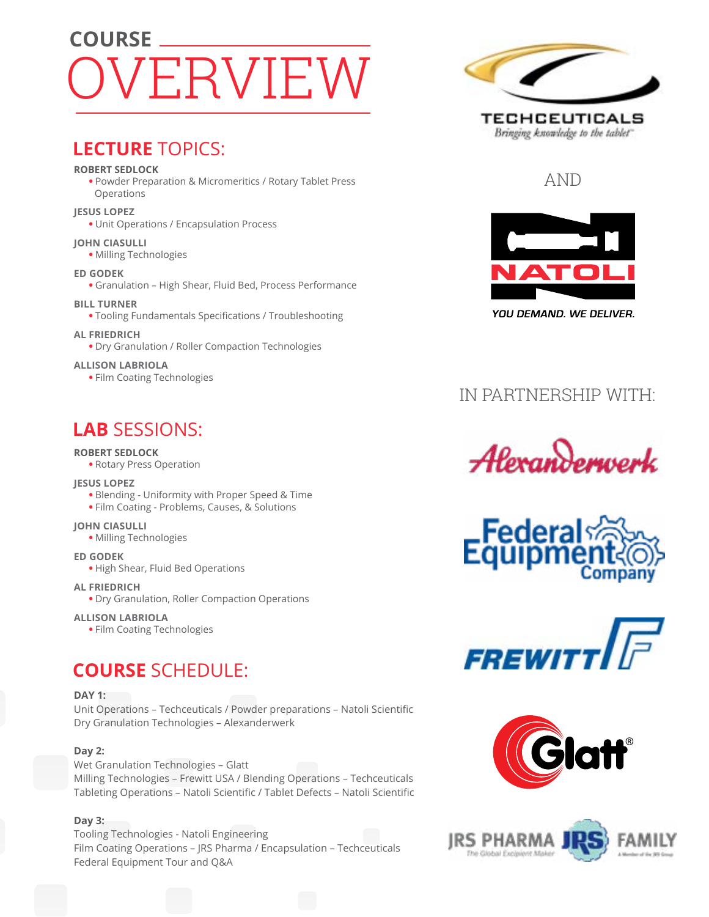# COURSE OVERVIEW

## LECTURE TOPICS:

**ROBERT SEDLOCK**
- Powder Preparation & Micromeritics / Rotary Tablet Press Operations

**JESUS LOPEZ**
- Unit Operations / Encapsulation Process

**JOHN CIASULLI**
- Milling Technologies

**ED GODEK**
- Granulation – High Shear, Fluid Bed, Process Performance

**BILL TURNER**
- Tooling Fundamentals Specifications / Troubleshooting

**AL FRIEDRICH**
- Dry Granulation / Roller Compaction Technologies

**ALLISON LABRIOLA**
- Film Coating Technologies

## LAB SESSIONS:

**ROBERT SEDLOCK**
- Rotary Press Operation

**JESUS LOPEZ**
- Blending - Uniformity with Proper Speed & Time
- Film Coating - Problems, Causes, & Solutions

**JOHN CIASULLI**
- Milling Technologies

**ED GODEK**
- High Shear, Fluid Bed Operations

**AL FRIEDRICH**
- Dry Granulation, Roller Compaction Operations

**ALLISON LABRIOLA**
- Film Coating Technologies

## COURSE SCHEDULE:

**DAY 1:**
Unit Operations – Techceuticals / Powder preparations – Natoli Scientific
Dry Granulation Technologies – Alexanderwerk

**Day 2:**
Wet Granulation Technologies – Glatt
Milling Technologies – Frewitt USA / Blending Operations – Techceuticals
Tableting Operations – Natoli Scientific / Tablet Defects – Natoli Scientific

**Day 3:**
Tooling Technologies - Natoli Engineering
Film Coating Operations – JRS Pharma / Encapsulation – Techceuticals
Federal Equipment Tour and Q&A

TECHCEUTICALS
*Bringing knowledge to the tablet™*

AND

NATOLI
*YOU DEMAND. WE DELIVER.*

IN PARTNERSHIP WITH:

Alexanderwerk

Federal Equipment Company

FREWITT

Glatt®

JRS PHARMA – The Global Excipient Maker – JRS FAMILY – A Member of the JRS Group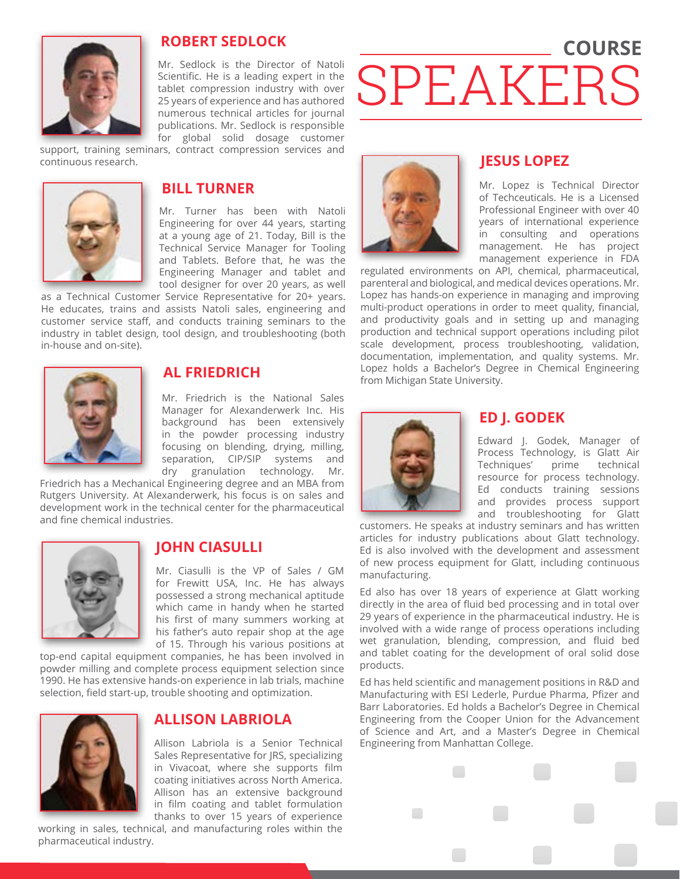# COURSE SPEAKERS

## ROBERT SEDLOCK

Mr. Sedlock is the Director of Natoli Scientific. He is a leading expert in the tablet compression industry with over 25 years of experience and has authored numerous technical articles for journal publications. Mr. Sedlock is responsible for global solid dosage customer support, training seminars, contract compression services and continuous research.

## BILL TURNER

Mr. Turner has been with Natoli Engineering for over 44 years, starting at a young age of 21. Today, Bill is the Technical Service Manager for Tooling and Tablets. Before that, he was the Engineering Manager and tablet and tool designer for over 20 years, as well as a Technical Customer Service Representative for 20+ years. He educates, trains and assists Natoli sales, engineering and customer service staff, and conducts training seminars to the industry in tablet design, tool design, and troubleshooting (both in-house and on-site).

## AL FRIEDRICH

Mr. Friedrich is the National Sales Manager for Alexanderwerk Inc. His background has been extensively in the powder processing industry focusing on blending, drying, milling, separation, CIP/SIP systems and dry granulation technology. Mr. Friedrich has a Mechanical Engineering degree and an MBA from Rutgers University. At Alexanderwerk, his focus is on sales and development work in the technical center for the pharmaceutical and fine chemical industries.

## JOHN CIASULLI

Mr. Ciasulli is the VP of Sales / GM for Frewitt USA, Inc. He has always possessed a strong mechanical aptitude which came in handy when he started his first of many summers working at his father's auto repair shop at the age of 15. Through his various positions at top-end capital equipment companies, he has been involved in powder milling and complete process equipment selection since 1990. He has extensive hands-on experience in lab trials, machine selection, field start-up, trouble shooting and optimization.

## ALLISON LABRIOLA

Allison Labriola is a Senior Technical Sales Representative for JRS, specializing in Vivacoat, where she supports film coating initiatives across North America. Allison has an extensive background in film coating and tablet formulation thanks to over 15 years of experience working in sales, technical, and manufacturing roles within the pharmaceutical industry.

## JESUS LOPEZ

Mr. Lopez is Technical Director of Techceuticals. He is a Licensed Professional Engineer with over 40 years of international experience in consulting and operations management. He has project management experience in FDA regulated environments on API, chemical, pharmaceutical, parenteral and biological, and medical devices operations. Mr. Lopez has hands-on experience in managing and improving multi-product operations in order to meet quality, financial, and productivity goals and in setting up and managing production and technical support operations including pilot scale development, process troubleshooting, validation, documentation, implementation, and quality systems. Mr. Lopez holds a Bachelor's Degree in Chemical Engineering from Michigan State University.

## ED J. GODEK

Edward J. Godek, Manager of Process Technology, is Glatt Air Techniques' prime technical resource for process technology. Ed conducts training sessions and provides process support and troubleshooting for Glatt customers. He speaks at industry seminars and has written articles for industry publications about Glatt technology. Ed is also involved with the development and assessment of new process equipment for Glatt, including continuous manufacturing.

Ed also has over 18 years of experience at Glatt working directly in the area of fluid bed processing and in total over 29 years of experience in the pharmaceutical industry. He is involved with a wide range of process operations including wet granulation, blending, compression, and fluid bed and tablet coating for the development of oral solid dose products.

Ed has held scientific and management positions in R&D and Manufacturing with ESI Lederle, Purdue Pharma, Pfizer and Barr Laboratories. Ed holds a Bachelor's Degree in Chemical Engineering from the Cooper Union for the Advancement of Science and Art, and a Master's Degree in Chemical Engineering from Manhattan College.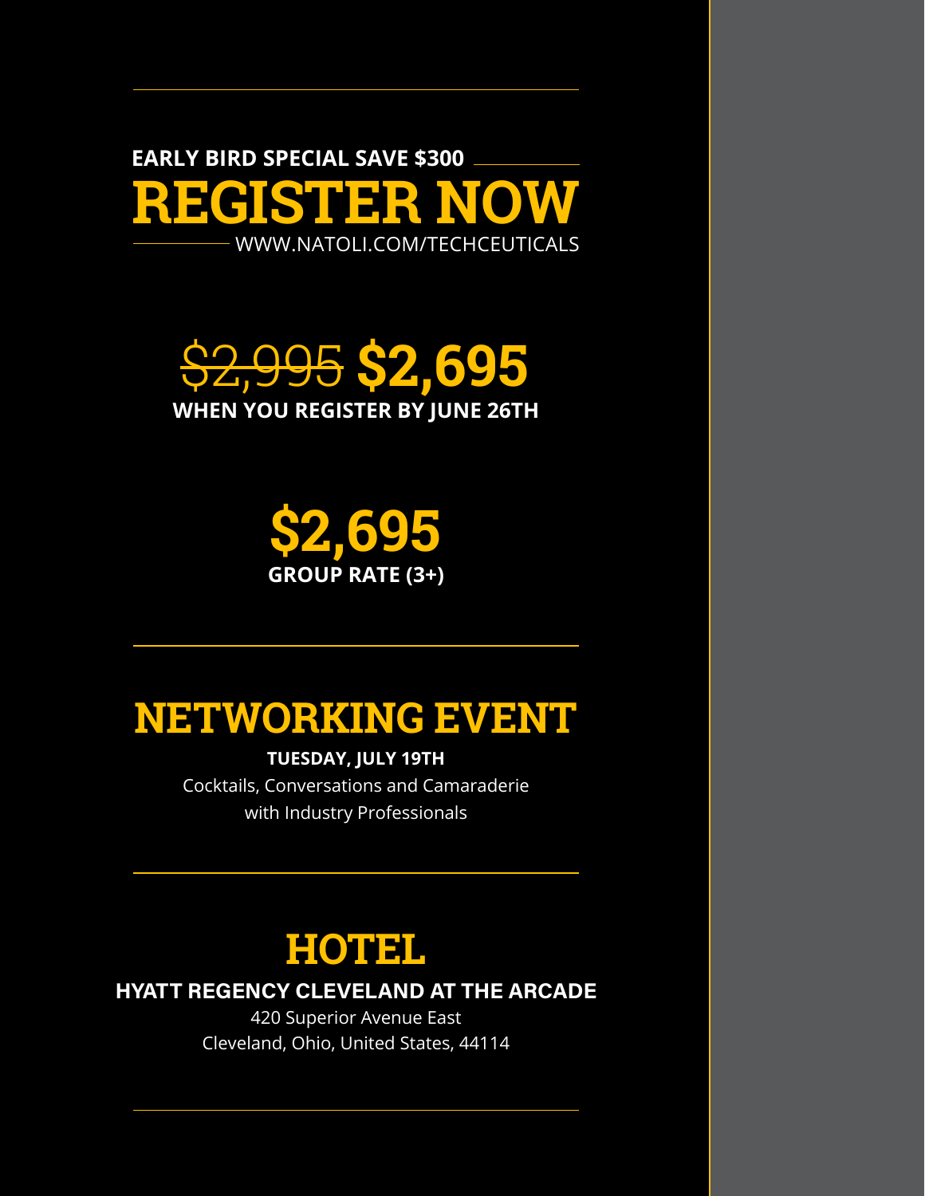**EARLY BIRD SPECIAL SAVE $300**

# REGISTER NOW

WWW.NATOLI.COM/TECHCEUTICALS

~~$2,995~~ **$2,695**

**WHEN YOU REGISTER BY JUNE 26TH**

**$2,695**

**GROUP RATE (3+)**

# NETWORKING EVENT

**TUESDAY, JULY 19TH**

Cocktails, Conversations and Camaraderie
with Industry Professionals

# HOTEL

**HYATT REGENCY CLEVELAND AT THE ARCADE**

420 Superior Avenue East
Cleveland, Ohio, United States, 44114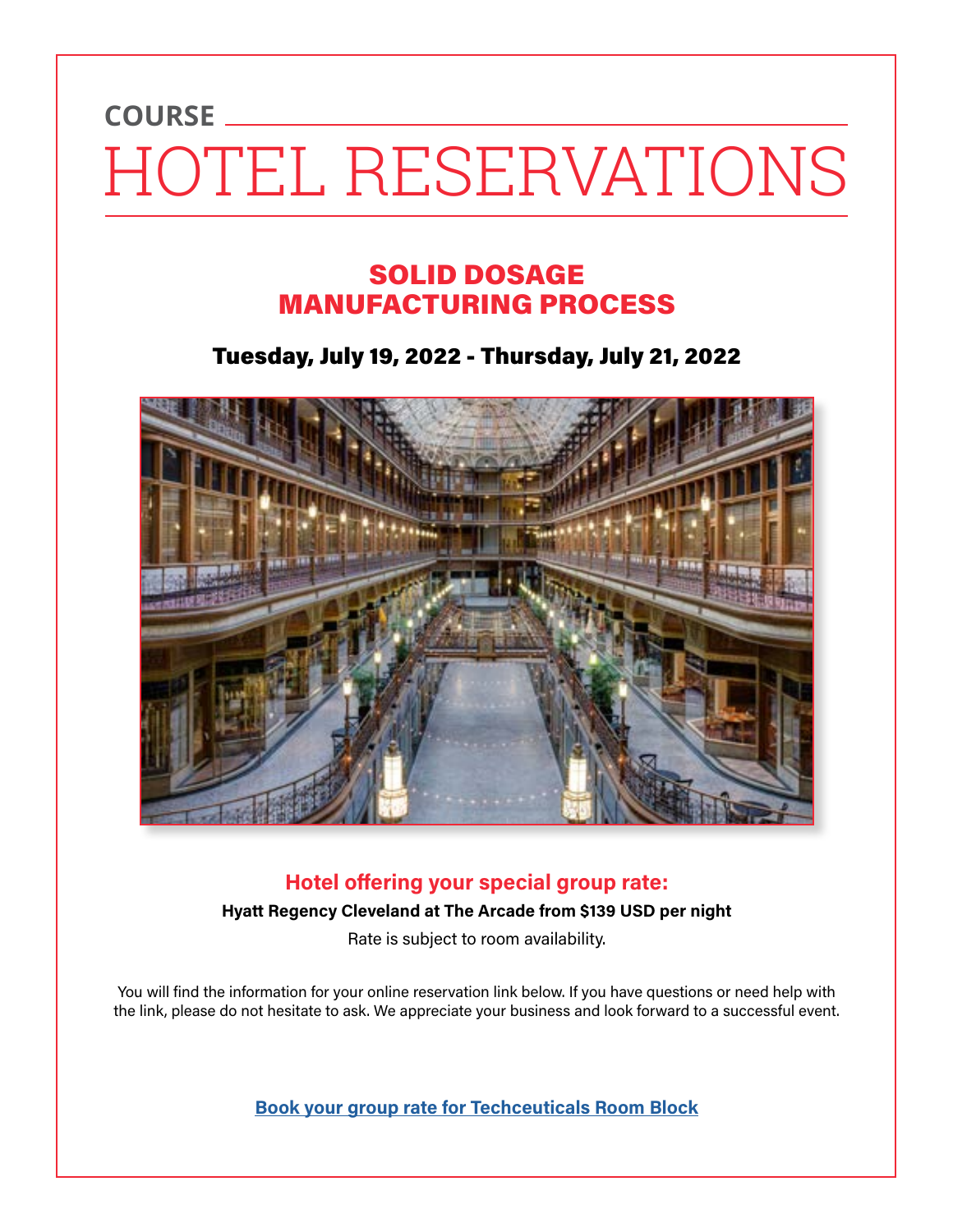COURSE

# HOTEL RESERVATIONS

## SOLID DOSAGE MANUFACTURING PROCESS

### Tuesday, July 19, 2022 - Thursday, July 21, 2022

**Hotel offering your special group rate:**

**Hyatt Regency Cleveland at The Arcade from $139 USD per night**

Rate is subject to room availability.

You will find the information for your online reservation link below. If you have questions or need help with the link, please do not hesitate to ask. We appreciate your business and look forward to a successful event.

**Book your group rate for Techceuticals Room Block**